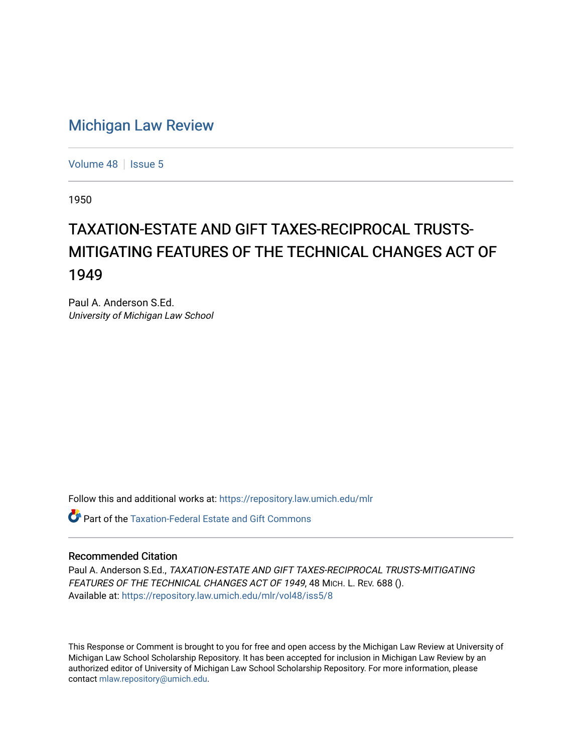# Michigan Law Review

Volume 48 | Issue 5

1950

## TAXATION-ESTATE AND GIFT TAXES-RECIPROCAL TRUSTS-MITIGATING FEATURES OF THE TECHNICAL CHANGES ACT OF 1949

Paul A. Anderson S.Ed.
*University of Michigan Law School*

Follow this and additional works at: https://repository.law.umich.edu/mlr

Part of the Taxation-Federal Estate and Gift Commons

### Recommended Citation

Paul A. Anderson S.Ed., *TAXATION-ESTATE AND GIFT TAXES-RECIPROCAL TRUSTS-MITIGATING FEATURES OF THE TECHNICAL CHANGES ACT OF 1949*, 48 MICH. L. REV. 688 ().
Available at: https://repository.law.umich.edu/mlr/vol48/iss5/8

This Response or Comment is brought to you for free and open access by the Michigan Law Review at University of Michigan Law School Scholarship Repository. It has been accepted for inclusion in Michigan Law Review by an authorized editor of University of Michigan Law School Scholarship Repository. For more information, please contact mlaw.repository@umich.edu.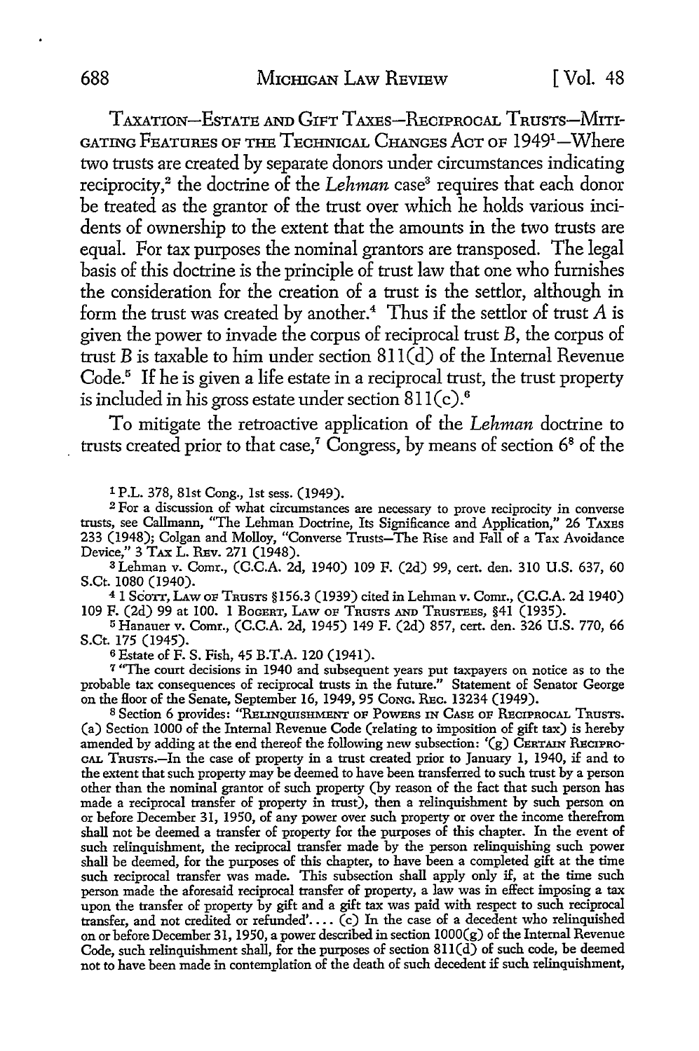TAXATION—ESTATE AND GIFT TAXES—RECIPROCAL TRUSTS—MITIGATING FEATURES OF THE TECHNICAL CHANGES ACT OF 1949[1]—Where two trusts are created by separate donors under circumstances indicating reciprocity,[2] the doctrine of the *Lehman* case[3] requires that each donor be treated as the grantor of the trust over which he holds various incidents of ownership to the extent that the amounts in the two trusts are equal. For tax purposes the nominal grantors are transposed. The legal basis of this doctrine is the principle of trust law that one who furnishes the consideration for the creation of a trust is the settlor, although in form the trust was created by another.[4] Thus if the settlor of trust *A* is given the power to invade the corpus of reciprocal trust *B*, the corpus of trust *B* is taxable to him under section 811(d) of the Internal Revenue Code.[5] If he is given a life estate in a reciprocal trust, the trust property is included in his gross estate under section 811(c).[6]

To mitigate the retroactive application of the *Lehman* doctrine to trusts created prior to that case,[7] Congress, by means of section 6[8] of the

---

[1] P.L. 378, 81st Cong., 1st sess. (1949).

[2] For a discussion of what circumstances are necessary to prove reciprocity in converse trusts, see Callmann, "The Lehman Doctrine, Its Significance and Application," 26 TAXES 233 (1948); Colgan and Molloy, "Converse Trusts—The Rise and Fall of a Tax Avoidance Device," 3 TAX L. REV. 271 (1948).

[3] Lehman v. Comr., (C.C.A. 2d, 1940) 109 F. (2d) 99, cert. den. 310 U.S. 637, 60 S.Ct. 1080 (1940).

[4] 1 SCOTT, LAW OF TRUSTS §156.3 (1939) cited in Lehman v. Comr., (C.C.A. 2d 1940) 109 F. (2d) 99 at 100. 1 BOGERT, LAW OF TRUSTS AND TRUSTEES, §41 (1935).

[5] Hanauer v. Comr., (C.C.A. 2d, 1945) 149 F. (2d) 857, cert. den. 326 U.S. 770, 66 S.Ct. 175 (1945).

[6] Estate of F. S. Fish, 45 B.T.A. 120 (1941).

[7] "The court decisions in 1940 and subsequent years put taxpayers on notice as to the probable tax consequences of reciprocal trusts in the future." Statement of Senator George on the floor of the Senate, September 16, 1949, 95 CONG. REC. 13234 (1949).

[8] Section 6 provides: "RELINQUISHMENT OF POWERS IN CASE OF RECIPROCAL TRUSTS. (a) Section 1000 of the Internal Revenue Code (relating to imposition of gift tax) is hereby amended by adding at the end thereof the following new subsection: '(g) CERTAIN RECIPROCAL TRUSTS.—In the case of property in a trust created prior to January 1, 1940, if and to the extent that such property may be deemed to have been transferred to such trust by a person other than the nominal grantor of such property (by reason of the fact that such person has made a reciprocal transfer of property in trust), then a relinquishment by such person on or before December 31, 1950, of any power over such property or over the income therefrom shall not be deemed a transfer of property for the purposes of this chapter. In the event of such relinquishment, the reciprocal transfer made by the person relinquishing such power shall be deemed, for the purposes of this chapter, to have been a completed gift at the time such reciprocal transfer was made. This subsection shall apply only if, at the time such person made the aforesaid reciprocal transfer of property, a law was in effect imposing a tax upon the transfer of property by gift and a gift tax was paid with respect to such reciprocal transfer, and not credited or refunded'.... (c) In the case of a decedent who relinquished on or before December 31, 1950, a power described in section 1000(g) of the Internal Revenue Code, such relinquishment shall, for the purposes of section 811(d) of such code, be deemed not to have been made in contemplation of the death of such decedent if such relinquishment,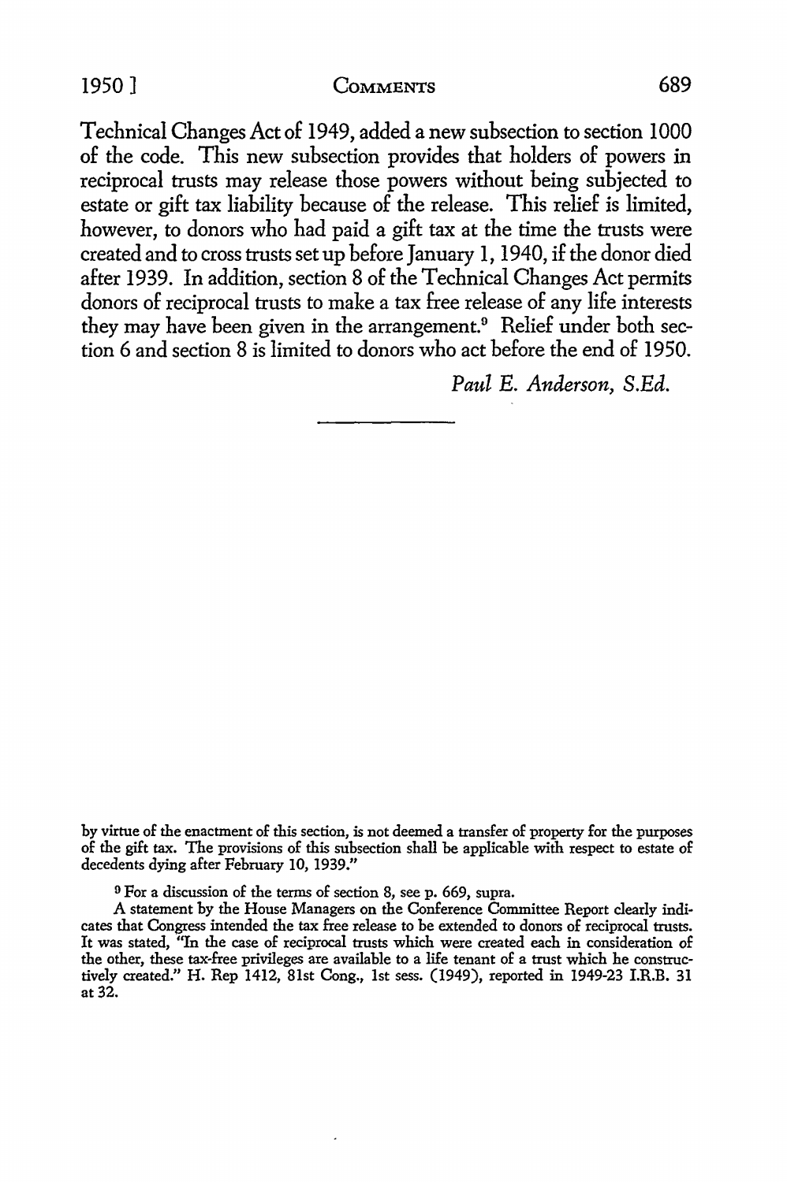Technical Changes Act of 1949, added a new subsection to section 1000 of the code. This new subsection provides that holders of powers in reciprocal trusts may release those powers without being subjected to estate or gift tax liability because of the release. This relief is limited, however, to donors who had paid a gift tax at the time the trusts were created and to cross trusts set up before January 1, 1940, if the donor died after 1939. In addition, section 8 of the Technical Changes Act permits donors of reciprocal trusts to make a tax free release of any life interests they may have been given in the arrangement.[9] Relief under both section 6 and section 8 is limited to donors who act before the end of 1950.

*Paul E. Anderson, S.Ed.*

---

by virtue of the enactment of this section, is not deemed a transfer of property for the purposes of the gift tax. The provisions of this subsection shall be applicable with respect to estate of decedents dying after February 10, 1939."

[9] For a discussion of the terms of section 8, see p. 669, supra.

A statement by the House Managers on the Conference Committee Report clearly indicates that Congress intended the tax free release to be extended to donors of reciprocal trusts. It was stated, "In the case of reciprocal trusts which were created each in consideration of the other, these tax-free privileges are available to a life tenant of a trust which he constructively created." H. Rep 1412, 81st Cong., 1st sess. (1949), reported in 1949-23 I.R.B. 31 at 32.